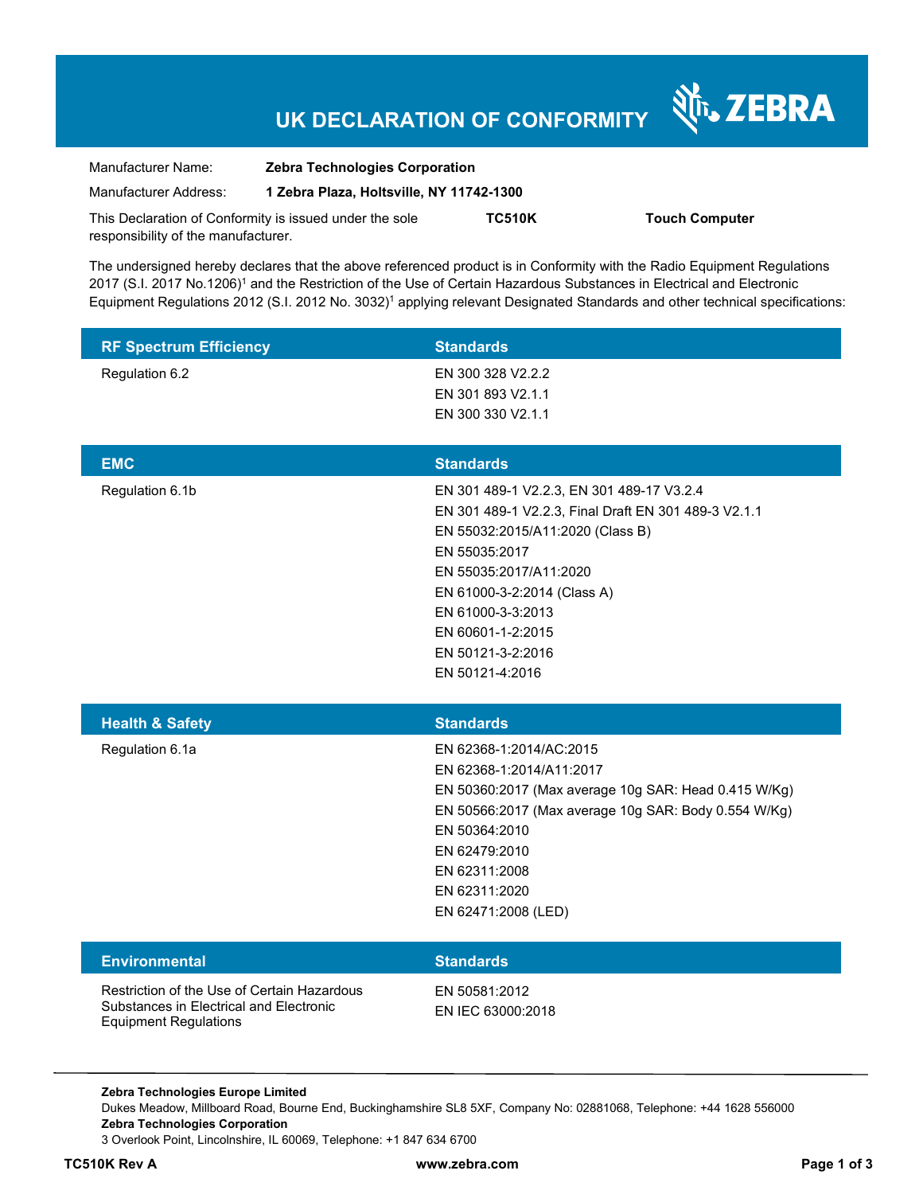# UK DECLARATION OF CONFORMITY

ZEBRA

| | |
|---|---|
| Manufacturer Name: | **Zebra Technologies Corporation** |
| Manufacturer Address: | **1 Zebra Plaza, Holtsville, NY 11742-1300** |

This Declaration of Conformity is issued under the sole responsibility of the manufacturer. **TC510K** **Touch Computer**

The undersigned hereby declares that the above referenced product is in Conformity with the Radio Equipment Regulations 2017 (S.I. 2017 No.1206)[1] and the Restriction of the Use of Certain Hazardous Substances in Electrical and Electronic Equipment Regulations 2012 (S.I. 2012 No. 3032)[1] applying relevant Designated Standards and other technical specifications:

| RF Spectrum Efficiency | Standards |
|---|---|
| Regulation 6.2 | EN 300 328 V2.2.2<br>EN 301 893 V2.1.1<br>EN 300 330 V2.1.1 |

| EMC | Standards |
|---|---|
| Regulation 6.1b | EN 301 489-1 V2.2.3, EN 301 489-17 V3.2.4<br>EN 301 489-1 V2.2.3, Final Draft EN 301 489-3 V2.1.1<br>EN 55032:2015/A11:2020 (Class B)<br>EN 55035:2017<br>EN 55035:2017/A11:2020<br>EN 61000-3-2:2014 (Class A)<br>EN 61000-3-3:2013<br>EN 60601-1-2:2015<br>EN 50121-3-2:2016<br>EN 50121-4:2016 |

| Health & Safety | Standards |
|---|---|
| Regulation 6.1a | EN 62368-1:2014/AC:2015<br>EN 62368-1:2014/A11:2017<br>EN 50360:2017 (Max average 10g SAR: Head 0.415 W/Kg)<br>EN 50566:2017 (Max average 10g SAR: Body 0.554 W/Kg)<br>EN 50364:2010<br>EN 62479:2010<br>EN 62311:2008<br>EN 62311:2020<br>EN 62471:2008 (LED) |

| Environmental | Standards |
|---|---|
| Restriction of the Use of Certain Hazardous Substances in Electrical and Electronic Equipment Regulations | EN 50581:2012<br>EN IEC 63000:2018 |

**Zebra Technologies Europe Limited**
Dukes Meadow, Millboard Road, Bourne End, Buckinghamshire SL8 5XF, Company No: 02881068, Telephone: +44 1628 556000
**Zebra Technologies Corporation**
3 Overlook Point, Lincolnshire, IL 60069, Telephone: +1 847 634 6700

**TC510K Rev A** **www.zebra.com**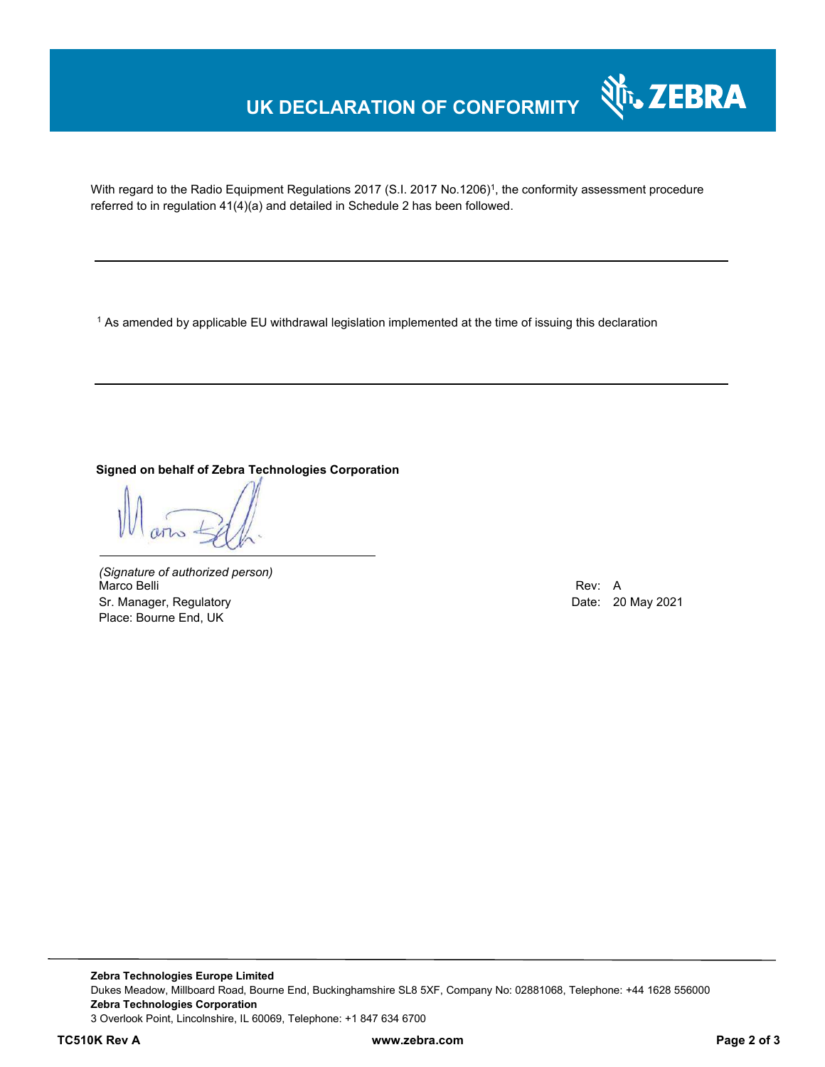# UK DECLARATION OF CONFORMITY

With regard to the Radio Equipment Regulations 2017 (S.I. 2017 No.1206)[1], the conformity assessment procedure referred to in regulation 41(4)(a) and detailed in Schedule 2 has been followed.

---

[1] As amended by applicable EU withdrawal legislation implemented at the time of issuing this declaration

---

**Signed on behalf of Zebra Technologies Corporation**

*(Signature of authorized person)*
Marco Belli
Sr. Manager, Regulatory
Place: Bourne End, UK

Rev: A
Date: 20 May 2021

**Zebra Technologies Europe Limited**
Dukes Meadow, Millboard Road, Bourne End, Buckinghamshire SL8 5XF, Company No: 02881068, Telephone: +44 1628 556000
**Zebra Technologies Corporation**
3 Overlook Point, Lincolnshire, IL 60069, Telephone: +1 847 634 6700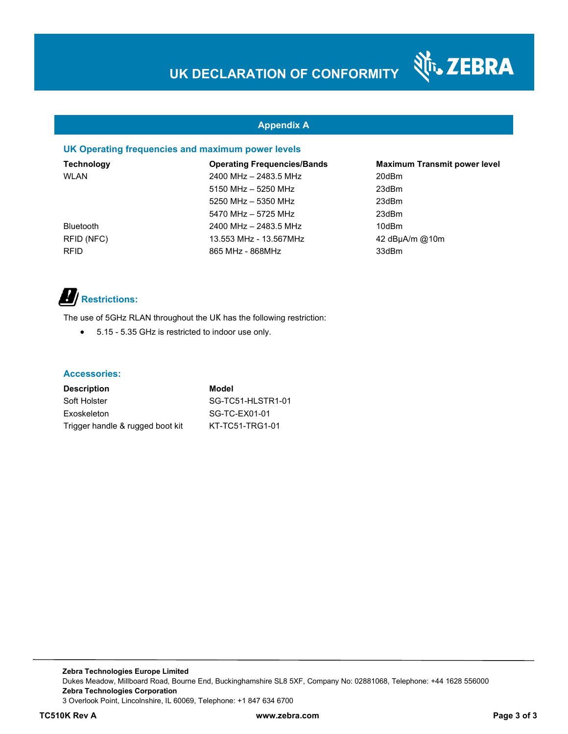# UK DECLARATION OF CONFORMITY

## Appendix A

### UK Operating frequencies and maximum power levels

| Technology | Operating Frequencies/Bands | Maximum Transmit power level |
|---|---|---|
| WLAN | 2400 MHz – 2483.5 MHz | 20dBm |
| | 5150 MHz – 5250 MHz | 23dBm |
| | 5250 MHz – 5350 MHz | 23dBm |
| | 5470 MHz – 5725 MHz | 23dBm |
| Bluetooth | 2400 MHz – 2483.5 MHz | 10dBm |
| RFID (NFC) | 13.553 MHz - 13.567MHz | 42 dBµA/m @10m |
| RFID | 865 MHz - 868MHz | 33dBm |

### Restrictions:

The use of 5GHz RLAN throughout the UK has the following restriction:

- 5.15 - 5.35 GHz is restricted to indoor use only.

### Accessories:

| Description | Model |
|---|---|
| Soft Holster | SG-TC51-HLSTR1-01 |
| Exoskeleton | SG-TC-EX01-01 |
| Trigger handle & rugged boot kit | KT-TC51-TRG1-01 |

**Zebra Technologies Europe Limited**
Dukes Meadow, Millboard Road, Bourne End, Buckinghamshire SL8 5XF, Company No: 02881068, Telephone: +44 1628 556000
**Zebra Technologies Corporation**
3 Overlook Point, Lincolnshire, IL 60069, Telephone: +1 847 634 6700

**TC510K Rev A** **www.zebra.com**